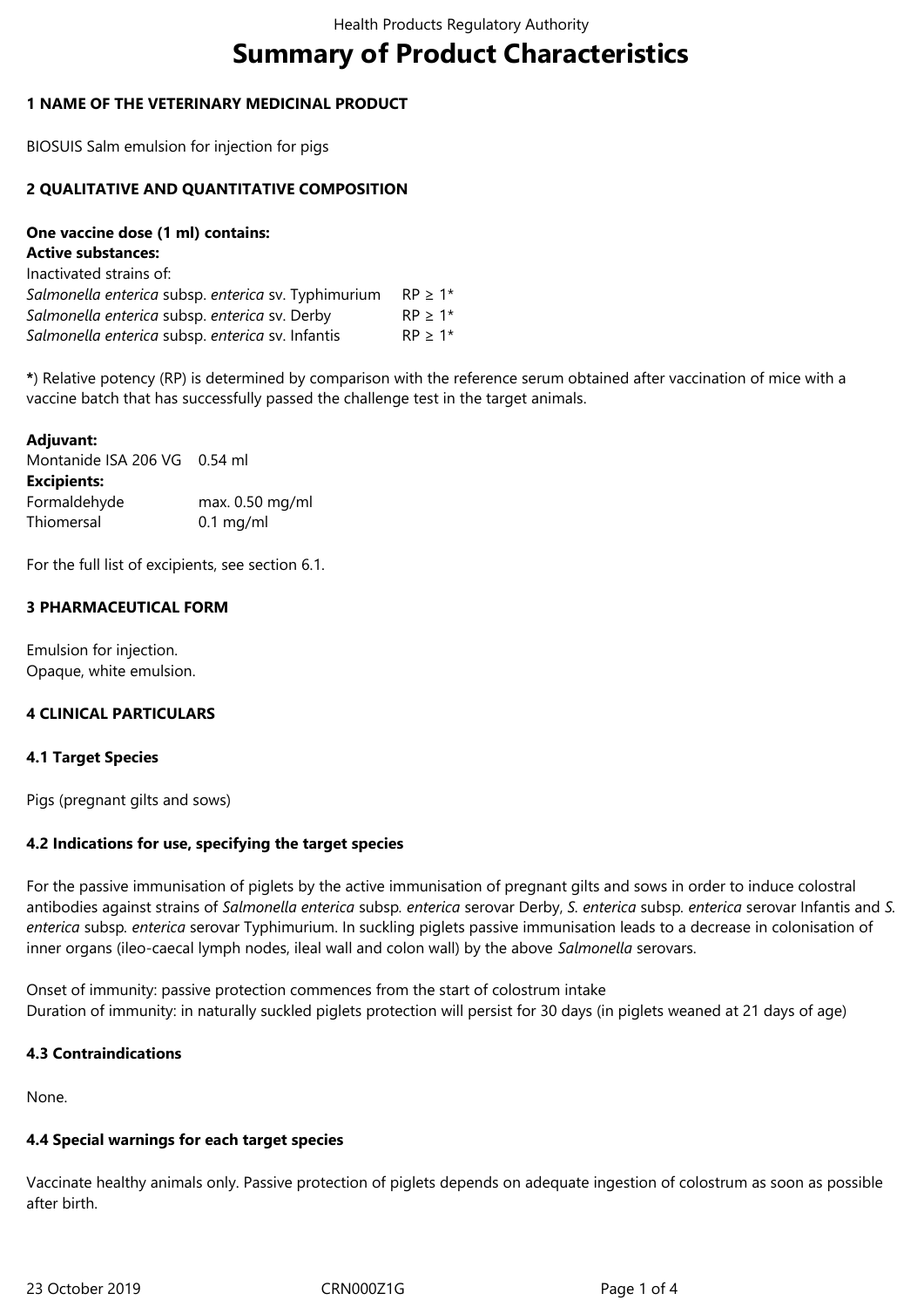# Summary of Product Characteristics

## 1 NAME OF THE VETERINARY MEDICINAL PRODUCT

BIOSUIS Salm emulsion for injection for pigs

## 2 QUALITATIVE AND QUANTITATIVE COMPOSITION

**One vaccine dose (1 ml) contains:**
**Active substances:**
Inactivated strains of:

| | |
|---|---|
| *Salmonella enterica* subsp. *enterica* sv. Typhimurium | RP ≥ 1* |
| *Salmonella enterica* subsp. *enterica* sv. Derby | RP ≥ 1* |
| *Salmonella enterica* subsp. *enterica* sv. Infantis | RP ≥ 1* |

**\***) Relative potency (RP) is determined by comparison with the reference serum obtained after vaccination of mice with a vaccine batch that has successfully passed the challenge test in the target animals.

**Adjuvant:**

| | |
|---|---|
| Montanide ISA 206 VG | 0.54 ml |

**Excipients:**

| | |
|---|---|
| Formaldehyde | max. 0.50 mg/ml |
| Thiomersal | 0.1 mg/ml |

For the full list of excipients, see section 6.1.

## 3 PHARMACEUTICAL FORM

Emulsion for injection.
Opaque, white emulsion.

## 4 CLINICAL PARTICULARS

### 4.1 Target Species

Pigs (pregnant gilts and sows)

### 4.2 Indications for use, specifying the target species

For the passive immunisation of piglets by the active immunisation of pregnant gilts and sows in order to induce colostral antibodies against strains of *Salmonella enterica* subsp*. enterica* serovar Derby, *S. enterica* subsp*. enterica* serovar Infantis and *S. enterica* subsp*. enterica* serovar Typhimurium. In suckling piglets passive immunisation leads to a decrease in colonisation of inner organs (ileo-caecal lymph nodes, ileal wall and colon wall) by the above *Salmonella* serovars.

Onset of immunity: passive protection commences from the start of colostrum intake
Duration of immunity: in naturally suckled piglets protection will persist for 30 days (in piglets weaned at 21 days of age)

### 4.3 Contraindications

None.

### 4.4 Special warnings for each target species

Vaccinate healthy animals only. Passive protection of piglets depends on adequate ingestion of colostrum as soon as possible after birth.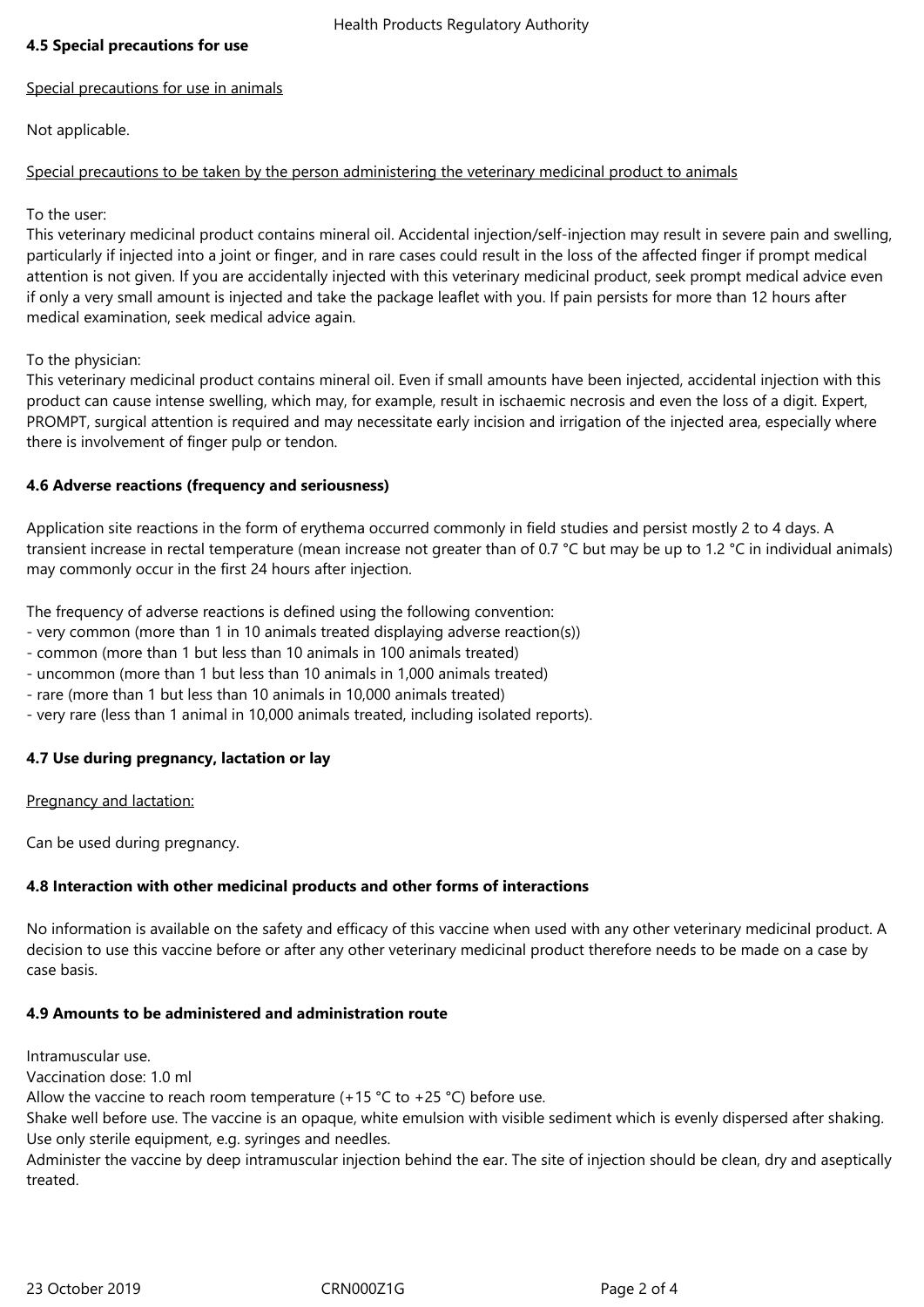### 4.5 Special precautions for use

Special precautions for use in animals

Not applicable.

Special precautions to be taken by the person administering the veterinary medicinal product to animals

To the user:
This veterinary medicinal product contains mineral oil. Accidental injection/self-injection may result in severe pain and swelling, particularly if injected into a joint or finger, and in rare cases could result in the loss of the affected finger if prompt medical attention is not given. If you are accidentally injected with this veterinary medicinal product, seek prompt medical advice even if only a very small amount is injected and take the package leaflet with you. If pain persists for more than 12 hours after medical examination, seek medical advice again.

To the physician:
This veterinary medicinal product contains mineral oil. Even if small amounts have been injected, accidental injection with this product can cause intense swelling, which may, for example, result in ischaemic necrosis and even the loss of a digit. Expert, PROMPT, surgical attention is required and may necessitate early incision and irrigation of the injected area, especially where there is involvement of finger pulp or tendon.

### 4.6 Adverse reactions (frequency and seriousness)

Application site reactions in the form of erythema occurred commonly in field studies and persist mostly 2 to 4 days. A transient increase in rectal temperature (mean increase not greater than of 0.7 °C but may be up to 1.2 °C in individual animals) may commonly occur in the first 24 hours after injection.

The frequency of adverse reactions is defined using the following convention:
- very common (more than 1 in 10 animals treated displaying adverse reaction(s))
- common (more than 1 but less than 10 animals in 100 animals treated)
- uncommon (more than 1 but less than 10 animals in 1,000 animals treated)
- rare (more than 1 but less than 10 animals in 10,000 animals treated)
- very rare (less than 1 animal in 10,000 animals treated, including isolated reports).

### 4.7 Use during pregnancy, lactation or lay

Pregnancy and lactation:

Can be used during pregnancy.

### 4.8 Interaction with other medicinal products and other forms of interactions

No information is available on the safety and efficacy of this vaccine when used with any other veterinary medicinal product. A decision to use this vaccine before or after any other veterinary medicinal product therefore needs to be made on a case by case basis.

### 4.9 Amounts to be administered and administration route

Intramuscular use.
Vaccination dose: 1.0 ml
Allow the vaccine to reach room temperature (+15 °C to +25 °C) before use.
Shake well before use. The vaccine is an opaque, white emulsion with visible sediment which is evenly dispersed after shaking.
Use only sterile equipment, e.g. syringes and needles.
Administer the vaccine by deep intramuscular injection behind the ear. The site of injection should be clean, dry and aseptically treated.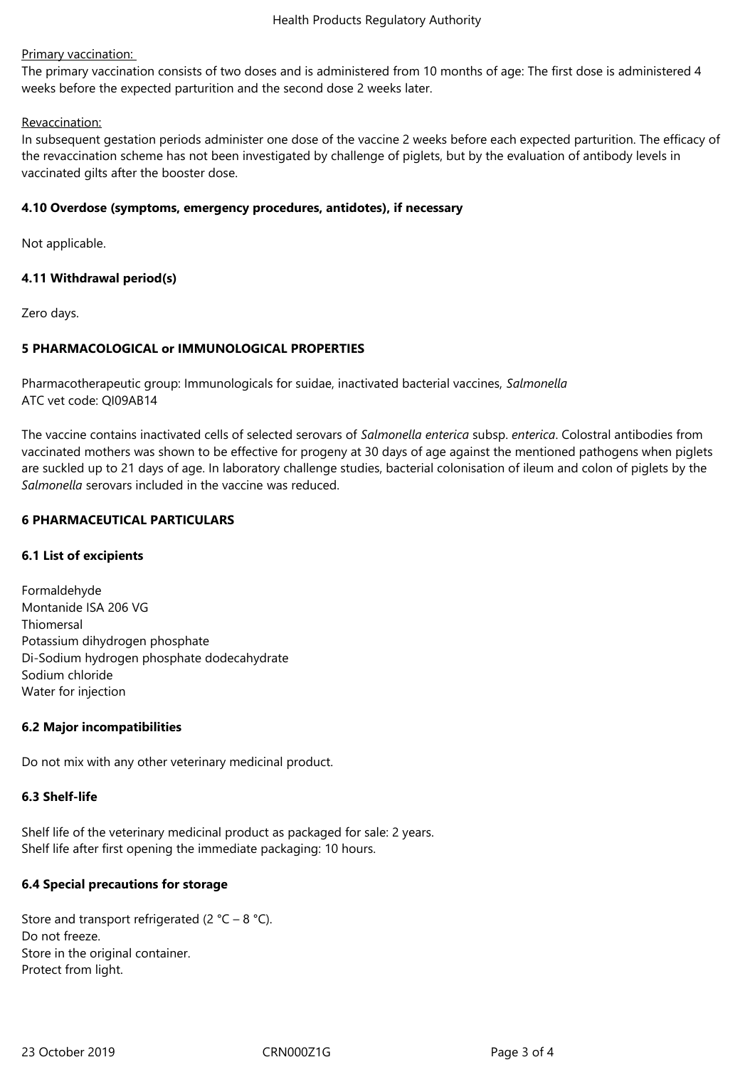Primary vaccination:

The primary vaccination consists of two doses and is administered from 10 months of age: The first dose is administered 4 weeks before the expected parturition and the second dose 2 weeks later.

Revaccination:

In subsequent gestation periods administer one dose of the vaccine 2 weeks before each expected parturition. The efficacy of the revaccination scheme has not been investigated by challenge of piglets, but by the evaluation of antibody levels in vaccinated gilts after the booster dose.

### 4.10 Overdose (symptoms, emergency procedures, antidotes), if necessary

Not applicable.

### 4.11 Withdrawal period(s)

Zero days.

## 5 PHARMACOLOGICAL or IMMUNOLOGICAL PROPERTIES

Pharmacotherapeutic group: Immunologicals for suidae, inactivated bacterial vaccines, *Salmonella*
ATC vet code: QI09AB14

The vaccine contains inactivated cells of selected serovars of *Salmonella enterica* subsp. *enterica*. Colostral antibodies from vaccinated mothers was shown to be effective for progeny at 30 days of age against the mentioned pathogens when piglets are suckled up to 21 days of age. In laboratory challenge studies, bacterial colonisation of ileum and colon of piglets by the *Salmonella* serovars included in the vaccine was reduced.

## 6 PHARMACEUTICAL PARTICULARS

### 6.1 List of excipients

Formaldehyde
Montanide ISA 206 VG
Thiomersal
Potassium dihydrogen phosphate
Di-Sodium hydrogen phosphate dodecahydrate
Sodium chloride
Water for injection

### 6.2 Major incompatibilities

Do not mix with any other veterinary medicinal product.

### 6.3 Shelf-life

Shelf life of the veterinary medicinal product as packaged for sale: 2 years.
Shelf life after first opening the immediate packaging: 10 hours.

### 6.4 Special precautions for storage

Store and transport refrigerated (2 °C – 8 °C).
Do not freeze.
Store in the original container.
Protect from light.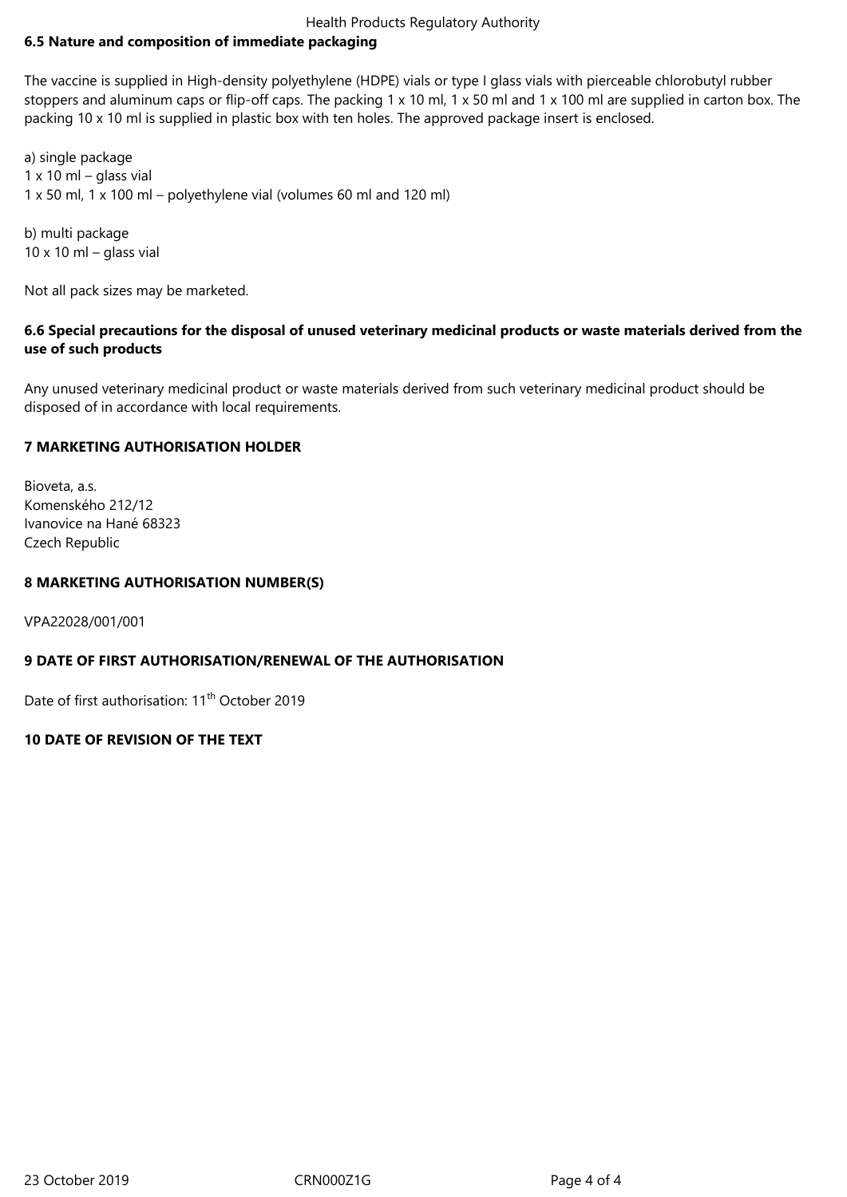### 6.5 Nature and composition of immediate packaging

The vaccine is supplied in High-density polyethylene (HDPE) vials or type I glass vials with pierceable chlorobutyl rubber stoppers and aluminum caps or flip-off caps. The packing 1 x 10 ml, 1 x 50 ml and 1 x 100 ml are supplied in carton box. The packing 10 x 10 ml is supplied in plastic box with ten holes. The approved package insert is enclosed.

a) single package
1 x 10 ml – glass vial
1 x 50 ml, 1 x 100 ml – polyethylene vial (volumes 60 ml and 120 ml)

b) multi package
10 x 10 ml – glass vial

Not all pack sizes may be marketed.

### 6.6 Special precautions for the disposal of unused veterinary medicinal products or waste materials derived from the use of such products

Any unused veterinary medicinal product or waste materials derived from such veterinary medicinal product should be disposed of in accordance with local requirements.

## 7 MARKETING AUTHORISATION HOLDER

Bioveta, a.s.
Komenského 212/12
Ivanovice na Hané 68323
Czech Republic

## 8 MARKETING AUTHORISATION NUMBER(S)

VPA22028/001/001

## 9 DATE OF FIRST AUTHORISATION/RENEWAL OF THE AUTHORISATION

Date of first authorisation: 11th October 2019

## 10 DATE OF REVISION OF THE TEXT